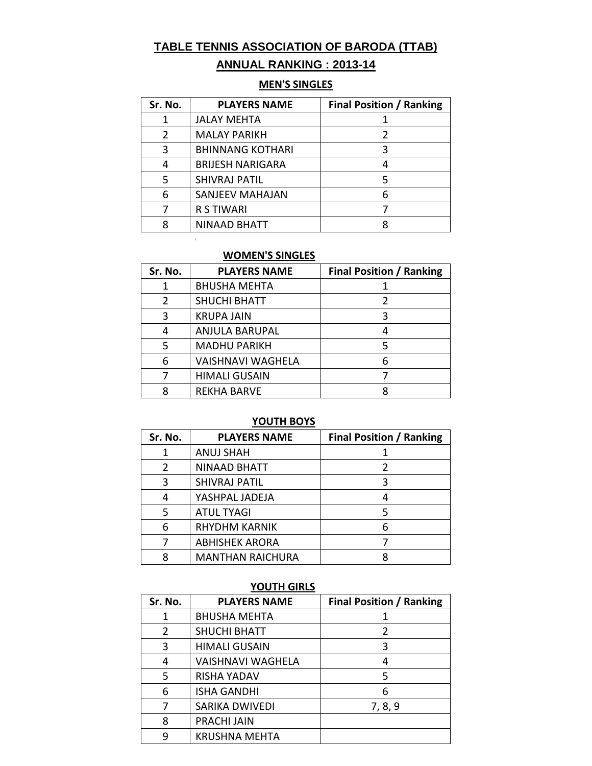# TABLE TENNIS ASSOCIATION OF BARODA (TTAB)

## ANNUAL RANKING : 2013-14

### MEN'S SINGLES

| Sr. No. | PLAYERS NAME | Final Position / Ranking |
|---|---|---|
| 1 | JALAY MEHTA | 1 |
| 2 | MALAY PARIKH | 2 |
| 3 | BHINNANG KOTHARI | 3 |
| 4 | BRIJESH NARIGARA | 4 |
| 5 | SHIVRAJ PATIL | 5 |
| 6 | SANJEEV MAHAJAN | 6 |
| 7 | R S TIWARI | 7 |
| 8 | NINAAD BHATT | 8 |

### WOMEN'S SINGLES

| Sr. No. | PLAYERS NAME | Final Position / Ranking |
|---|---|---|
| 1 | BHUSHA MEHTA | 1 |
| 2 | SHUCHI BHATT | 2 |
| 3 | KRUPA JAIN | 3 |
| 4 | ANJULA BARUPAL | 4 |
| 5 | MADHU PARIKH | 5 |
| 6 | VAISHNAVI WAGHELA | 6 |
| 7 | HIMALI GUSAIN | 7 |
| 8 | REKHA BARVE | 8 |

### YOUTH BOYS

| Sr. No. | PLAYERS NAME | Final Position / Ranking |
|---|---|---|
| 1 | ANUJ SHAH | 1 |
| 2 | NINAAD BHATT | 2 |
| 3 | SHIVRAJ PATIL | 3 |
| 4 | YASHPAL JADEJA | 4 |
| 5 | ATUL TYAGI | 5 |
| 6 | RHYDHM KARNIK | 6 |
| 7 | ABHISHEK ARORA | 7 |
| 8 | MANTHAN RAICHURA | 8 |

### YOUTH GIRLS

| Sr. No. | PLAYERS NAME | Final Position / Ranking |
|---|---|---|
| 1 | BHUSHA MEHTA | 1 |
| 2 | SHUCHI BHATT | 2 |
| 3 | HIMALI GUSAIN | 3 |
| 4 | VAISHNAVI WAGHELA | 4 |
| 5 | RISHA YADAV | 5 |
| 6 | ISHA GANDHI | 6 |
| 7 | SARIKA DWIVEDI | 7, 8, 9 |
| 8 | PRACHI JAIN | |
| 9 | KRUSHNA MEHTA | |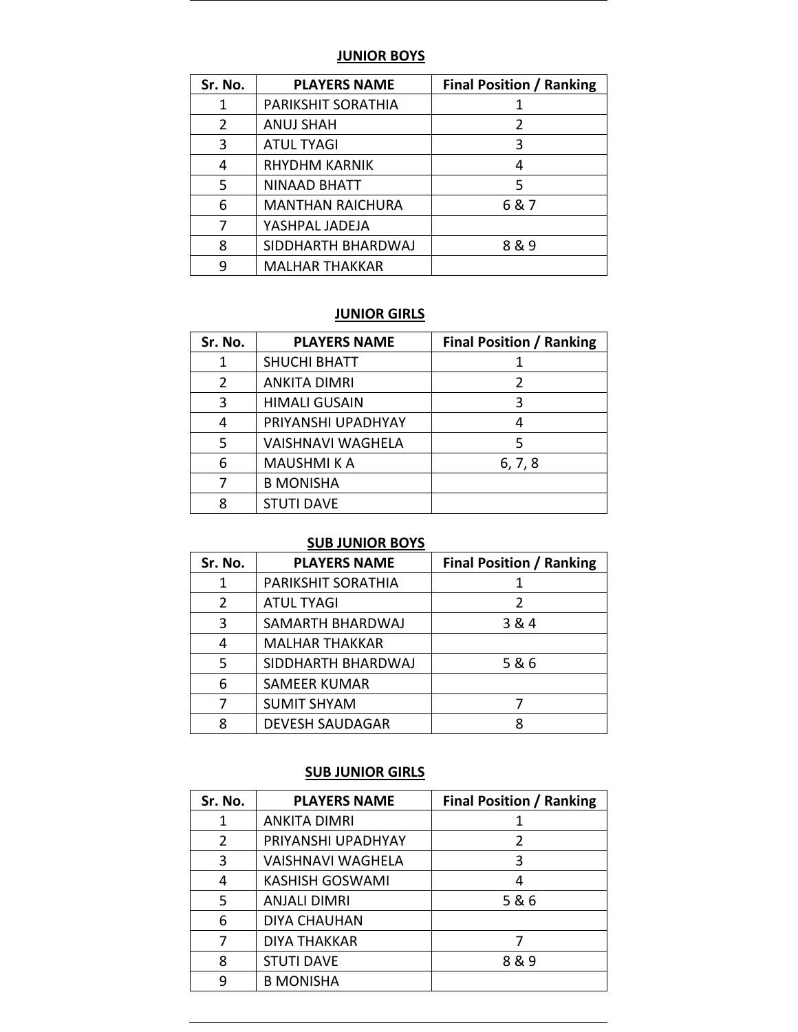### JUNIOR BOYS

| Sr. No. | PLAYERS NAME | Final Position / Ranking |
|---|---|---|
| 1 | PARIKSHIT SORATHIA | 1 |
| 2 | ANUJ SHAH | 2 |
| 3 | ATUL TYAGI | 3 |
| 4 | RHYDHM KARNIK | 4 |
| 5 | NINAAD BHATT | 5 |
| 6 | MANTHAN RAICHURA | 6 & 7 |
| 7 | YASHPAL JADEJA | |
| 8 | SIDDHARTH BHARDWAJ | 8 & 9 |
| 9 | MALHAR THAKKAR | |

### JUNIOR GIRLS

| Sr. No. | PLAYERS NAME | Final Position / Ranking |
|---|---|---|
| 1 | SHUCHI BHATT | 1 |
| 2 | ANKITA DIMRI | 2 |
| 3 | HIMALI GUSAIN | 3 |
| 4 | PRIYANSHI UPADHYAY | 4 |
| 5 | VAISHNAVI WAGHELA | 5 |
| 6 | MAUSHMI K A | 6, 7, 8 |
| 7 | B MONISHA | |
| 8 | STUTI DAVE | |

### SUB JUNIOR BOYS

| Sr. No. | PLAYERS NAME | Final Position / Ranking |
|---|---|---|
| 1 | PARIKSHIT SORATHIA | 1 |
| 2 | ATUL TYAGI | 2 |
| 3 | SAMARTH BHARDWAJ | 3 & 4 |
| 4 | MALHAR THAKKAR | |
| 5 | SIDDHARTH BHARDWAJ | 5 & 6 |
| 6 | SAMEER KUMAR | |
| 7 | SUMIT SHYAM | 7 |
| 8 | DEVESH SAUDAGAR | 8 |

### SUB JUNIOR GIRLS

| Sr. No. | PLAYERS NAME | Final Position / Ranking |
|---|---|---|
| 1 | ANKITA DIMRI | 1 |
| 2 | PRIYANSHI UPADHYAY | 2 |
| 3 | VAISHNAVI WAGHELA | 3 |
| 4 | KASHISH GOSWAMI | 4 |
| 5 | ANJALI DIMRI | 5 & 6 |
| 6 | DIYA CHAUHAN | |
| 7 | DIYA THAKKAR | 7 |
| 8 | STUTI DAVE | 8 & 9 |
| 9 | B MONISHA | |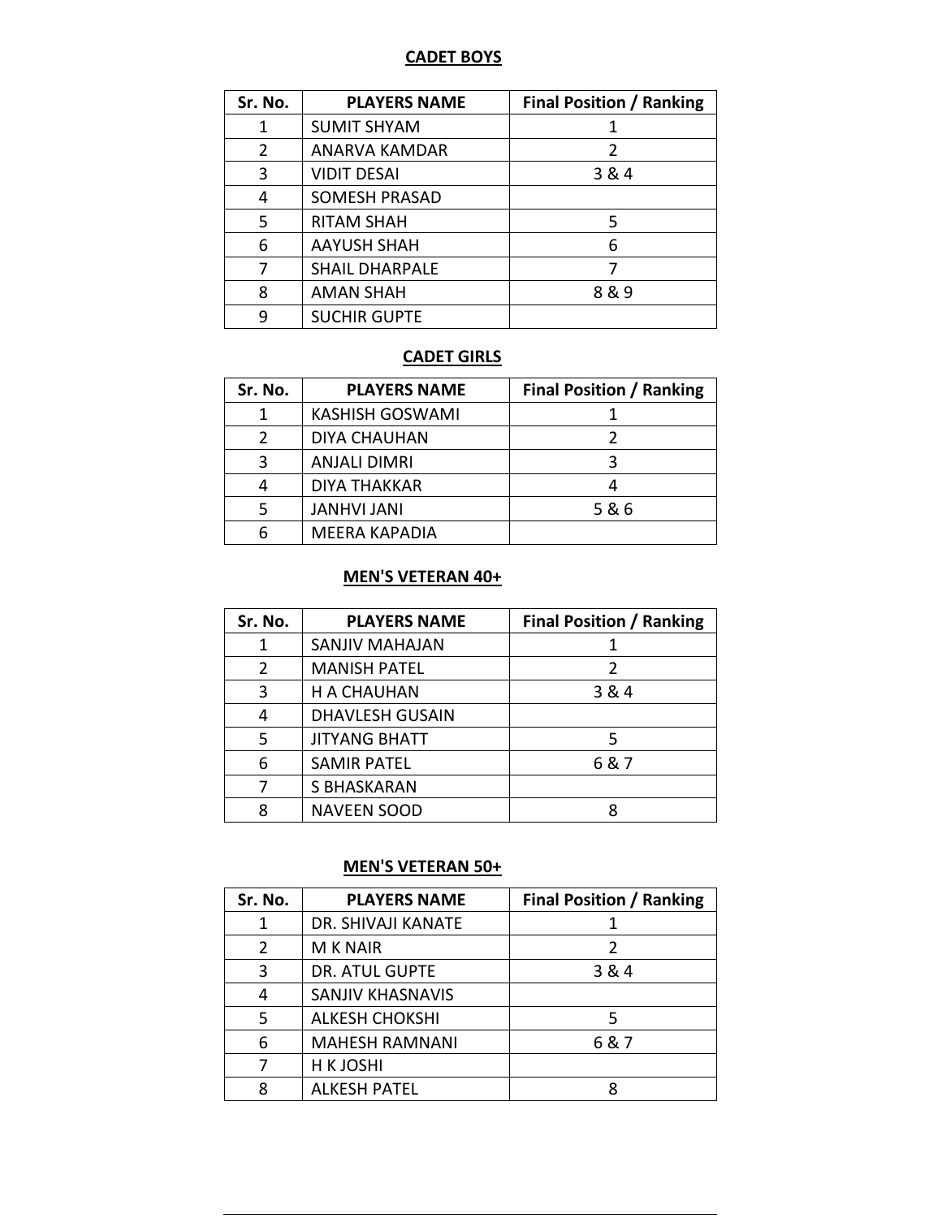## CADET BOYS

| Sr. No. | PLAYERS NAME | Final Position / Ranking |
| --- | --- | --- |
| 1 | SUMIT SHYAM | 1 |
| 2 | ANARVA KAMDAR | 2 |
| 3 | VIDIT DESAI | 3 & 4 |
| 4 | SOMESH PRASAD | |
| 5 | RITAM SHAH | 5 |
| 6 | AAYUSH SHAH | 6 |
| 7 | SHAIL DHARPALE | 7 |
| 8 | AMAN SHAH | 8 & 9 |
| 9 | SUCHIR GUPTE | |

## CADET GIRLS

| Sr. No. | PLAYERS NAME | Final Position / Ranking |
| --- | --- | --- |
| 1 | KASHISH GOSWAMI | 1 |
| 2 | DIYA CHAUHAN | 2 |
| 3 | ANJALI DIMRI | 3 |
| 4 | DIYA THAKKAR | 4 |
| 5 | JANHVI JANI | 5 & 6 |
| 6 | MEERA KAPADIA | |

## MEN'S VETERAN 40+

| Sr. No. | PLAYERS NAME | Final Position / Ranking |
| --- | --- | --- |
| 1 | SANJIV MAHAJAN | 1 |
| 2 | MANISH PATEL | 2 |
| 3 | H A CHAUHAN | 3 & 4 |
| 4 | DHAVLESH GUSAIN | |
| 5 | JITYANG BHATT | 5 |
| 6 | SAMIR PATEL | 6 & 7 |
| 7 | S BHASKARAN | |
| 8 | NAVEEN SOOD | 8 |

## MEN'S VETERAN 50+

| Sr. No. | PLAYERS NAME | Final Position / Ranking |
| --- | --- | --- |
| 1 | DR. SHIVAJI KANATE | 1 |
| 2 | M K NAIR | 2 |
| 3 | DR. ATUL GUPTE | 3 & 4 |
| 4 | SANJIV KHASNAVIS | |
| 5 | ALKESH CHOKSHI | 5 |
| 6 | MAHESH RAMNANI | 6 & 7 |
| 7 | H K JOSHI | |
| 8 | ALKESH PATEL | 8 |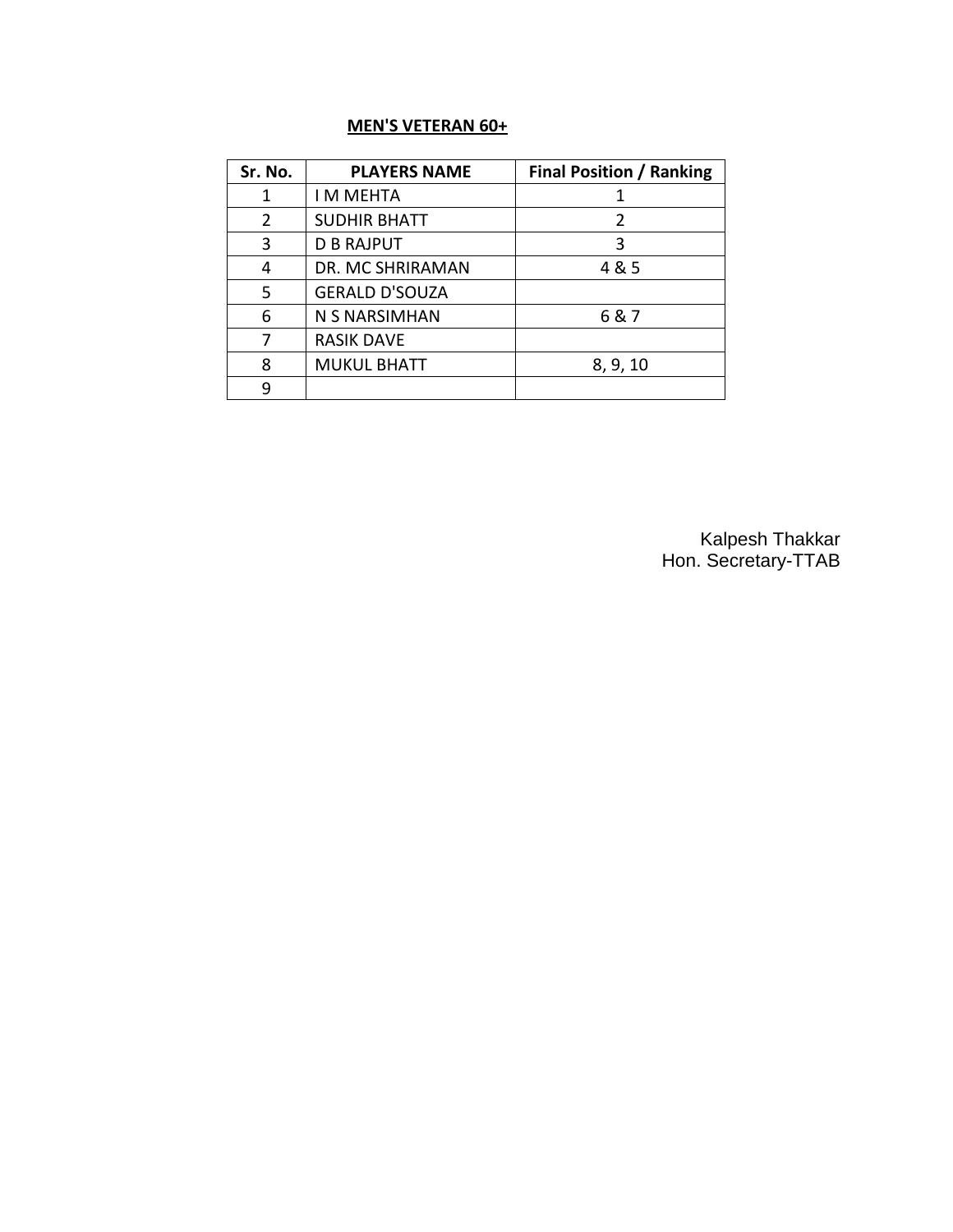**MEN'S VETERAN 60+**

| Sr. No. | PLAYERS NAME | Final Position / Ranking |
|---|---|---|
| 1 | I M MEHTA | 1 |
| 2 | SUDHIR BHATT | 2 |
| 3 | D B RAJPUT | 3 |
| 4 | DR. MC SHRIRAMAN | 4 & 5 |
| 5 | GERALD D'SOUZA | |
| 6 | N S NARSIMHAN | 6 & 7 |
| 7 | RASIK DAVE | |
| 8 | MUKUL BHATT | 8, 9, 10 |
| 9 | | |

Kalpesh Thakkar
Hon. Secretary-TTAB